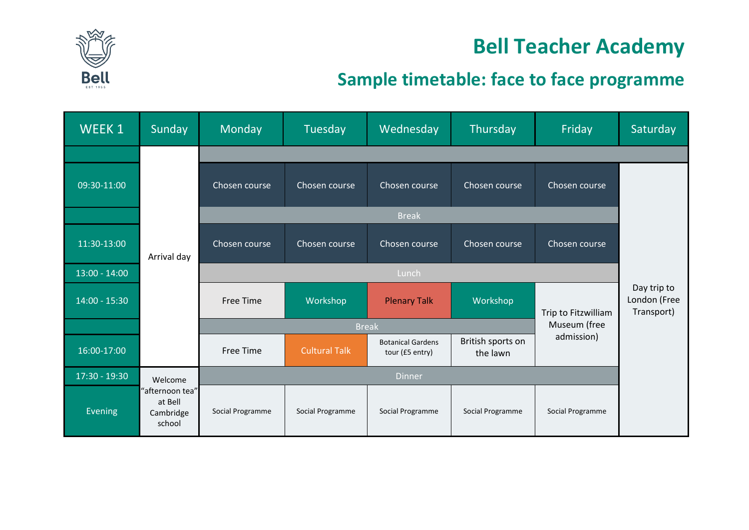# Bell Teacher Academy

## Sample timetable: face to face programme

| WEEK 1 | Sunday | Monday | Tuesday | Wednesday | Thursday | Friday | Saturday |
|---|---|---|---|---|---|---|---|
| | Arrival day | | | | | | |
| 09:30-11:00 | | Chosen course | Chosen course | Chosen course | Chosen course | Chosen course | Day trip to London (Free Transport) |
| | | Break | | | | | |
| 11:30-13:00 | | Chosen course | Chosen course | Chosen course | Chosen course | Chosen course | |
| 13:00 - 14:00 | | Lunch | | | | | |
| 14:00 - 15:30 | | Free Time | Workshop | Plenary Talk | Workshop | Trip to Fitzwilliam Museum (free admission) | |
| | | Break | | | | | |
| 16:00-17:00 | | Free Time | Cultural Talk | Botanical Gardens tour (£5 entry) | British sports on the lawn | | |
| 17:30 - 19:30 | Welcome "afternoon tea" at Bell Cambridge school | Dinner | | | | | |
| Evening | | Social Programme | Social Programme | Social Programme | Social Programme | Social Programme | |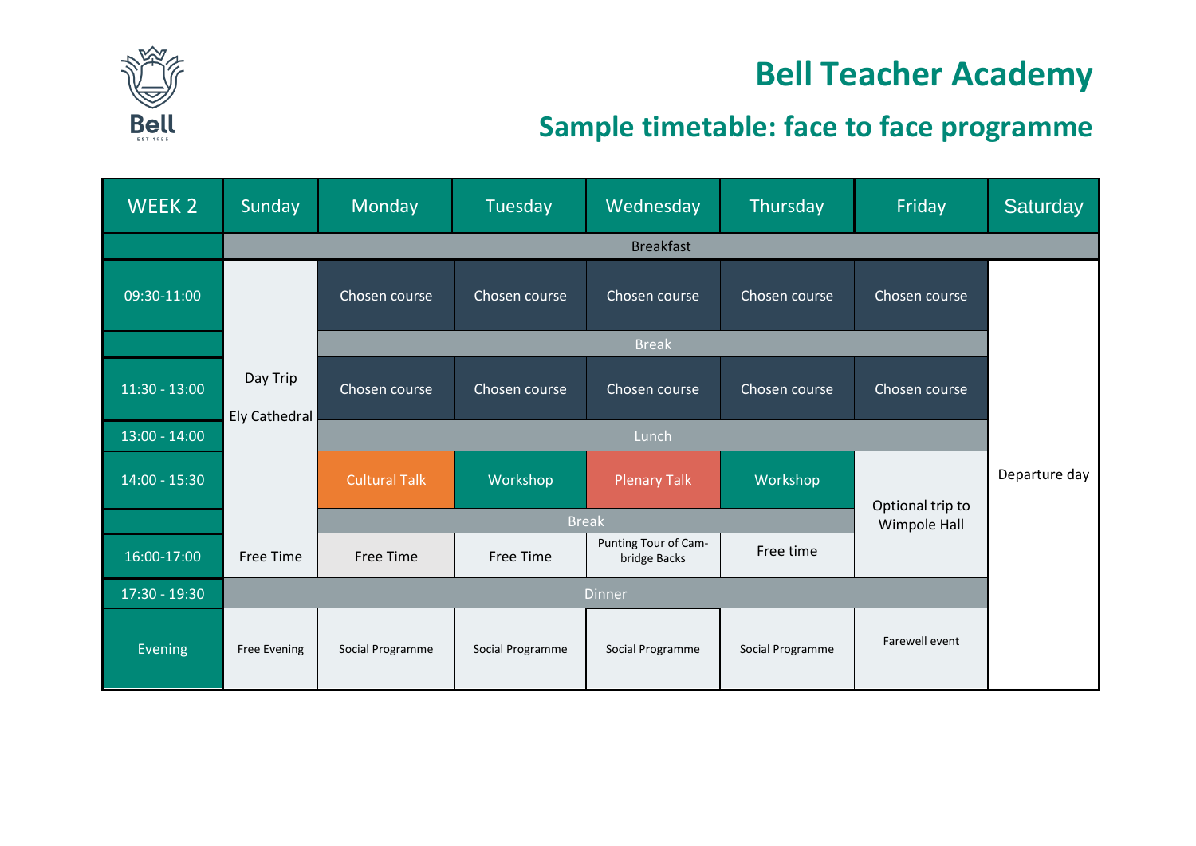# Bell Teacher Academy

## Sample timetable: face to face programme

| WEEK 2 | Sunday | Monday | Tuesday | Wednesday | Thursday | Friday | Saturday |
|---|---|---|---|---|---|---|---|
| | Breakfast | | | | | | |
| 09:30-11:00 | Day Trip Ely Cathedral | Chosen course | Chosen course | Chosen course | Chosen course | Chosen course | Departure day |
| | | Break | | | | | |
| 11:30 - 13:00 | | Chosen course | Chosen course | Chosen course | Chosen course | Chosen course | |
| 13:00 - 14:00 | | Lunch | | | | | |
| 14:00 - 15:30 | | Cultural Talk | Workshop | Plenary Talk | Workshop | Optional trip to Wimpole Hall | |
| | | Break | | | | | |
| 16:00-17:00 | Free Time | Free Time | Free Time | Punting Tour of Cambridge Backs | Free time | | |
| 17:30 - 19:30 | Dinner | | | | | | |
| Evening | Free Evening | Social Programme | Social Programme | Social Programme | Social Programme | Farewell event | |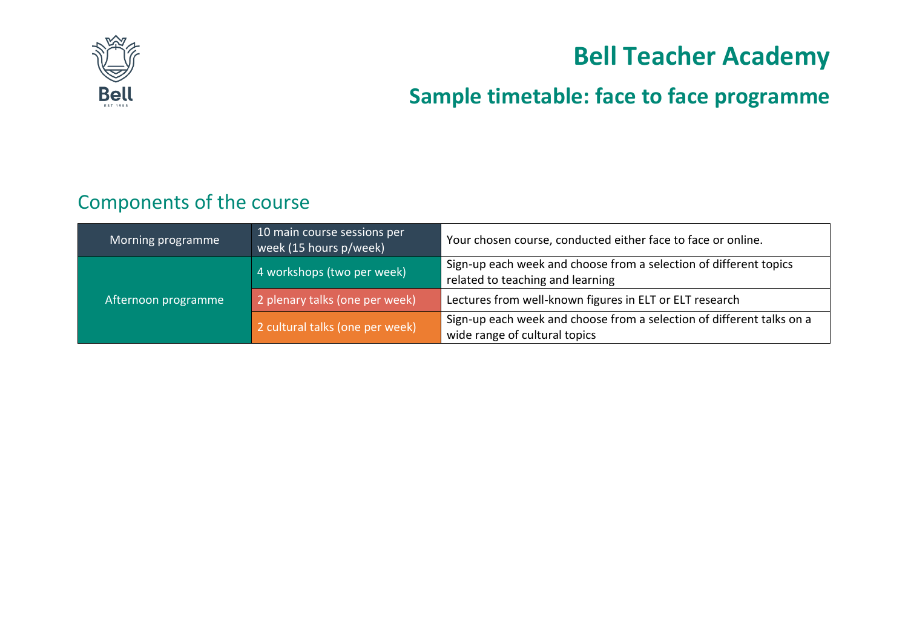# Bell Teacher Academy

## Sample timetable: face to face programme

### Components of the course

| | | |
|---|---|---|
| Morning programme | 10 main course sessions per week (15 hours p/week) | Your chosen course, conducted either face to face or online. |
| Afternoon programme | 4 workshops (two per week) | Sign-up each week and choose from a selection of different topics related to teaching and learning |
| | 2 plenary talks (one per week) | Lectures from well-known figures in ELT or ELT research |
| | 2 cultural talks (one per week) | Sign-up each week and choose from a selection of different talks on a wide range of cultural topics |